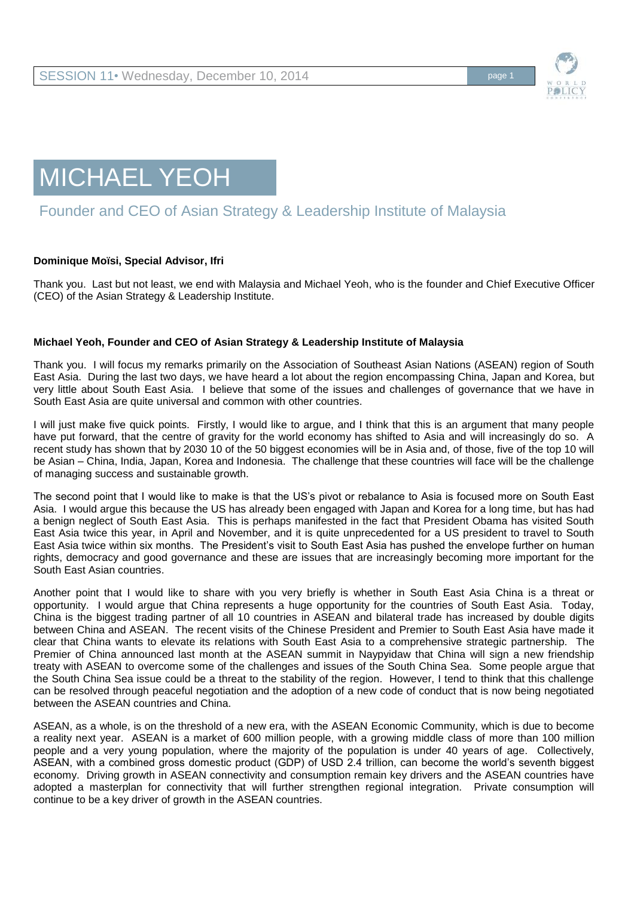# MICHAEL YEOH

## Founder and CEO of Asian Strategy & Leadership Institute of Malaysia

**Dominique Moïsi, Special Advisor, Ifri**

Thank you. Last but not least, we end with Malaysia and Michael Yeoh, who is the founder and Chief Executive Officer (CEO) of the Asian Strategy & Leadership Institute.

**Michael Yeoh, Founder and CEO of Asian Strategy & Leadership Institute of Malaysia**

Thank you. I will focus my remarks primarily on the Association of Southeast Asian Nations (ASEAN) region of South East Asia. During the last two days, we have heard a lot about the region encompassing China, Japan and Korea, but very little about South East Asia. I believe that some of the issues and challenges of governance that we have in South East Asia are quite universal and common with other countries.

I will just make five quick points. Firstly, I would like to argue, and I think that this is an argument that many people have put forward, that the centre of gravity for the world economy has shifted to Asia and will increasingly do so. A recent study has shown that by 2030 10 of the 50 biggest economies will be in Asia and, of those, five of the top 10 will be Asian – China, India, Japan, Korea and Indonesia. The challenge that these countries will face will be the challenge of managing success and sustainable growth.

The second point that I would like to make is that the US's pivot or rebalance to Asia is focused more on South East Asia. I would argue this because the US has already been engaged with Japan and Korea for a long time, but has had a benign neglect of South East Asia. This is perhaps manifested in the fact that President Obama has visited South East Asia twice this year, in April and November, and it is quite unprecedented for a US president to travel to South East Asia twice within six months. The President's visit to South East Asia has pushed the envelope further on human rights, democracy and good governance and these are issues that are increasingly becoming more important for the South East Asian countries.

Another point that I would like to share with you very briefly is whether in South East Asia China is a threat or opportunity. I would argue that China represents a huge opportunity for the countries of South East Asia. Today, China is the biggest trading partner of all 10 countries in ASEAN and bilateral trade has increased by double digits between China and ASEAN. The recent visits of the Chinese President and Premier to South East Asia have made it clear that China wants to elevate its relations with South East Asia to a comprehensive strategic partnership. The Premier of China announced last month at the ASEAN summit in Naypyidaw that China will sign a new friendship treaty with ASEAN to overcome some of the challenges and issues of the South China Sea. Some people argue that the South China Sea issue could be a threat to the stability of the region. However, I tend to think that this challenge can be resolved through peaceful negotiation and the adoption of a new code of conduct that is now being negotiated between the ASEAN countries and China.

ASEAN, as a whole, is on the threshold of a new era, with the ASEAN Economic Community, which is due to become a reality next year. ASEAN is a market of 600 million people, with a growing middle class of more than 100 million people and a very young population, where the majority of the population is under 40 years of age. Collectively, ASEAN, with a combined gross domestic product (GDP) of USD 2.4 trillion, can become the world's seventh biggest economy. Driving growth in ASEAN connectivity and consumption remain key drivers and the ASEAN countries have adopted a masterplan for connectivity that will further strengthen regional integration. Private consumption will continue to be a key driver of growth in the ASEAN countries.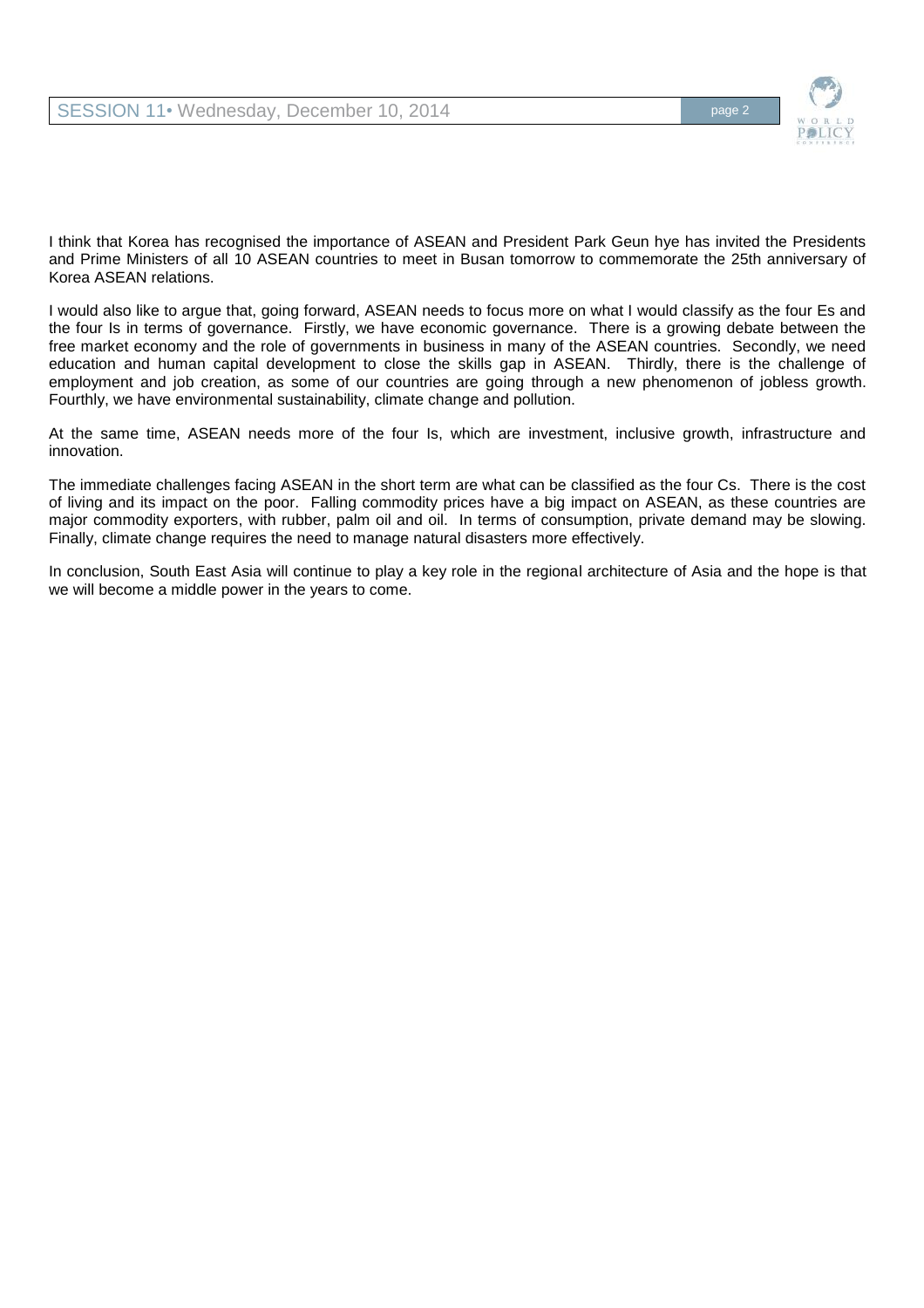I think that Korea has recognised the importance of ASEAN and President Park Geun hye has invited the Presidents and Prime Ministers of all 10 ASEAN countries to meet in Busan tomorrow to commemorate the 25th anniversary of Korea ASEAN relations.

I would also like to argue that, going forward, ASEAN needs to focus more on what I would classify as the four Es and the four Is in terms of governance. Firstly, we have economic governance. There is a growing debate between the free market economy and the role of governments in business in many of the ASEAN countries. Secondly, we need education and human capital development to close the skills gap in ASEAN. Thirdly, there is the challenge of employment and job creation, as some of our countries are going through a new phenomenon of jobless growth. Fourthly, we have environmental sustainability, climate change and pollution.

At the same time, ASEAN needs more of the four Is, which are investment, inclusive growth, infrastructure and innovation.

The immediate challenges facing ASEAN in the short term are what can be classified as the four Cs. There is the cost of living and its impact on the poor. Falling commodity prices have a big impact on ASEAN, as these countries are major commodity exporters, with rubber, palm oil and oil. In terms of consumption, private demand may be slowing. Finally, climate change requires the need to manage natural disasters more effectively.

In conclusion, South East Asia will continue to play a key role in the regional architecture of Asia and the hope is that we will become a middle power in the years to come.